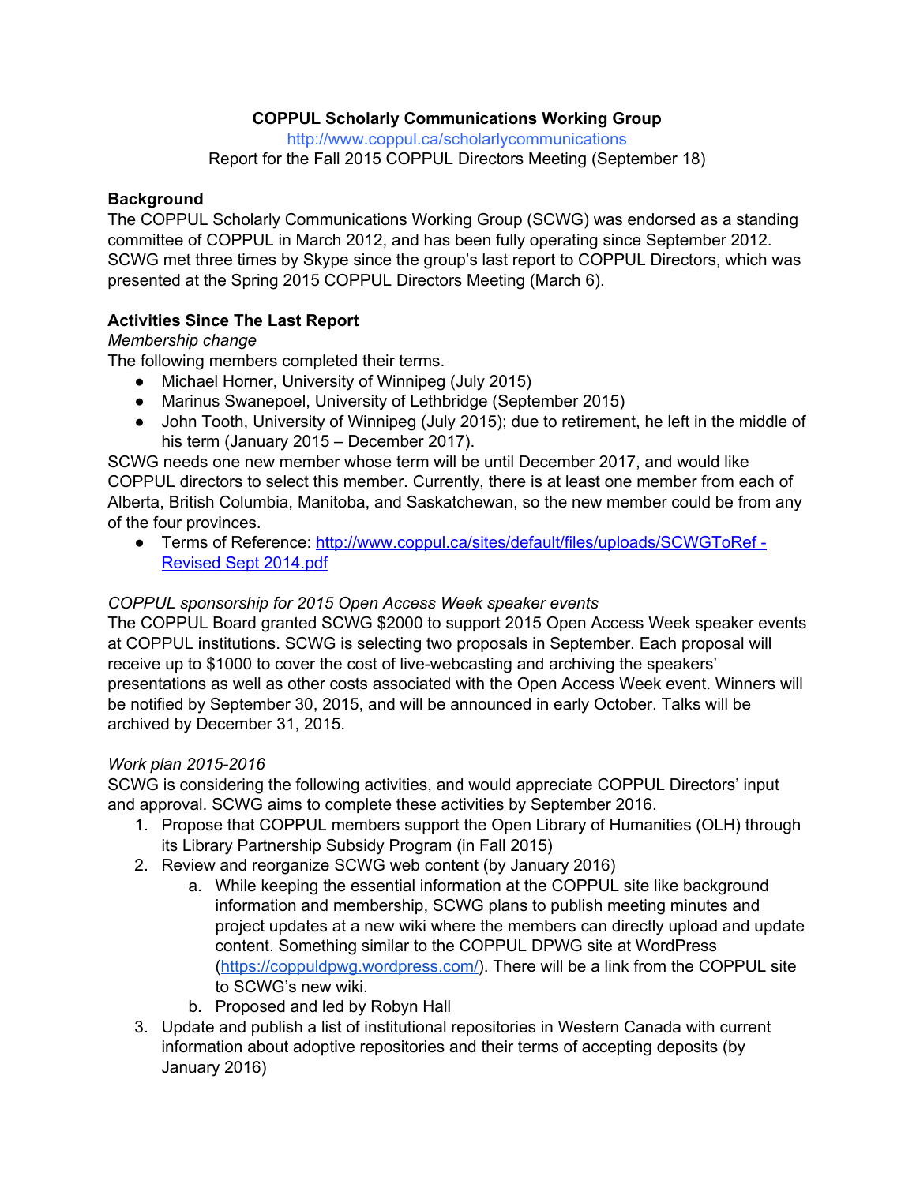**COPPUL Scholarly Communications Working Group**

http://www.coppul.ca/scholarlycommunications

Report for the Fall 2015 COPPUL Directors Meeting (September 18)

**Background**

The COPPUL Scholarly Communications Working Group (SCWG) was endorsed as a standing committee of COPPUL in March 2012, and has been fully operating since September 2012. SCWG met three times by Skype since the group's last report to COPPUL Directors, which was presented at the Spring 2015 COPPUL Directors Meeting (March 6).

**Activities Since The Last Report**

*Membership change*

The following members completed their terms.

- Michael Horner, University of Winnipeg (July 2015)
- Marinus Swanepoel, University of Lethbridge (September 2015)
- John Tooth, University of Winnipeg (July 2015); due to retirement, he left in the middle of his term (January 2015 – December 2017).

SCWG needs one new member whose term will be until December 2017, and would like COPPUL directors to select this member. Currently, there is at least one member from each of Alberta, British Columbia, Manitoba, and Saskatchewan, so the new member could be from any of the four provinces.

- Terms of Reference: [http://www.coppul.ca/sites/default/files/uploads/SCWGToRef - Revised Sept 2014.pdf](http://www.coppul.ca/sites/default/files/uploads/SCWGToRef - Revised Sept 2014.pdf)

*COPPUL sponsorship for 2015 Open Access Week speaker events*

The COPPUL Board granted SCWG $2000 to support 2015 Open Access Week speaker events at COPPUL institutions. SCWG is selecting two proposals in September. Each proposal will receive up to $1000 to cover the cost of live-webcasting and archiving the speakers' presentations as well as other costs associated with the Open Access Week event. Winners will be notified by September 30, 2015, and will be announced in early October. Talks will be archived by December 31, 2015.

*Work plan 2015-2016*

SCWG is considering the following activities, and would appreciate COPPUL Directors' input and approval. SCWG aims to complete these activities by September 2016.

1. Propose that COPPUL members support the Open Library of Humanities (OLH) through its Library Partnership Subsidy Program (in Fall 2015)
2. Review and reorganize SCWG web content (by January 2016)
   a. While keeping the essential information at the COPPUL site like background information and membership, SCWG plans to publish meeting minutes and project updates at a new wiki where the members can directly upload and update content. Something similar to the COPPUL DPWG site at WordPress ([https://coppuldpwg.wordpress.com/](https://coppuldpwg.wordpress.com/)). There will be a link from the COPPUL site to SCWG's new wiki.
   b. Proposed and led by Robyn Hall
3. Update and publish a list of institutional repositories in Western Canada with current information about adoptive repositories and their terms of accepting deposits (by January 2016)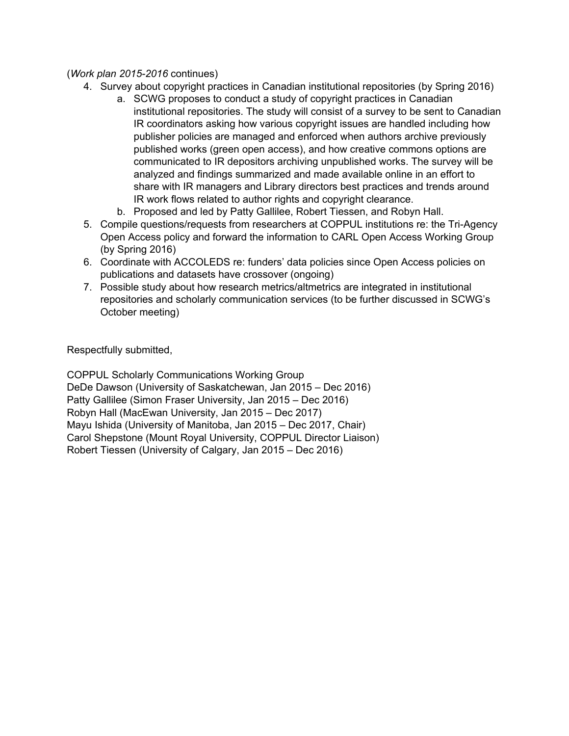(*Work plan 2015-2016* continues)

4. Survey about copyright practices in Canadian institutional repositories (by Spring 2016)
   a. SCWG proposes to conduct a study of copyright practices in Canadian institutional repositories. The study will consist of a survey to be sent to Canadian IR coordinators asking how various copyright issues are handled including how publisher policies are managed and enforced when authors archive previously published works (green open access), and how creative commons options are communicated to IR depositors archiving unpublished works. The survey will be analyzed and findings summarized and made available online in an effort to share with IR managers and Library directors best practices and trends around IR work flows related to author rights and copyright clearance.
   b. Proposed and led by Patty Gallilee, Robert Tiessen, and Robyn Hall.
5. Compile questions/requests from researchers at COPPUL institutions re: the Tri-Agency Open Access policy and forward the information to CARL Open Access Working Group (by Spring 2016)
6. Coordinate with ACCOLEDS re: funders' data policies since Open Access policies on publications and datasets have crossover (ongoing)
7. Possible study about how research metrics/altmetrics are integrated in institutional repositories and scholarly communication services (to be further discussed in SCWG's October meeting)

Respectfully submitted,

COPPUL Scholarly Communications Working Group
DeDe Dawson (University of Saskatchewan, Jan 2015 – Dec 2016)
Patty Gallilee (Simon Fraser University, Jan 2015 – Dec 2016)
Robyn Hall (MacEwan University, Jan 2015 – Dec 2017)
Mayu Ishida (University of Manitoba, Jan 2015 – Dec 2017, Chair)
Carol Shepstone (Mount Royal University, COPPUL Director Liaison)
Robert Tiessen (University of Calgary, Jan 2015 – Dec 2016)